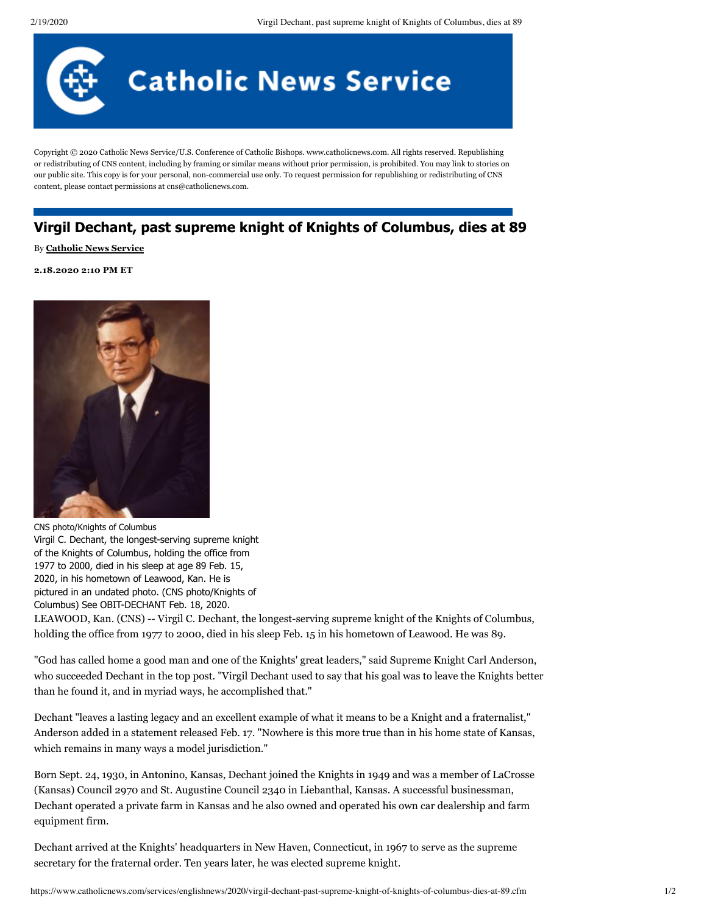Copyright © 2020 Catholic News Service/U.S. Conference of Catholic Bishops. www.catholicnews.com. All rights reserved. Republishing or redistributing of CNS content, including by framing or similar means without prior permission, is prohibited. You may link to stories on our public site. This copy is for your personal, non-commercial use only. To request permission for republishing or redistributing of CNS content, please contact permissions at cns@catholicnews.com.

# Virgil Dechant, past supreme knight of Knights of Columbus, dies at 89

By **Catholic News Service**

**2.18.2020 2:10 PM ET**

CNS photo/Knights of Columbus

Virgil C. Dechant, the longest-serving supreme knight of the Knights of Columbus, holding the office from 1977 to 2000, died in his sleep at age 89 Feb. 15, 2020, in his hometown of Leawood, Kan. He is pictured in an undated photo. (CNS photo/Knights of Columbus) See OBIT-DECHANT Feb. 18, 2020.

LEAWOOD, Kan. (CNS) -- Virgil C. Dechant, the longest-serving supreme knight of the Knights of Columbus, holding the office from 1977 to 2000, died in his sleep Feb. 15 in his hometown of Leawood. He was 89.

"God has called home a good man and one of the Knights' great leaders," said Supreme Knight Carl Anderson, who succeeded Dechant in the top post. "Virgil Dechant used to say that his goal was to leave the Knights better than he found it, and in myriad ways, he accomplished that."

Dechant "leaves a lasting legacy and an excellent example of what it means to be a Knight and a fraternalist," Anderson added in a statement released Feb. 17. "Nowhere is this more true than in his home state of Kansas, which remains in many ways a model jurisdiction."

Born Sept. 24, 1930, in Antonino, Kansas, Dechant joined the Knights in 1949 and was a member of LaCrosse (Kansas) Council 2970 and St. Augustine Council 2340 in Liebanthal, Kansas. A successful businessman, Dechant operated a private farm in Kansas and he also owned and operated his own car dealership and farm equipment firm.

Dechant arrived at the Knights' headquarters in New Haven, Connecticut, in 1967 to serve as the supreme secretary for the fraternal order. Ten years later, he was elected supreme knight.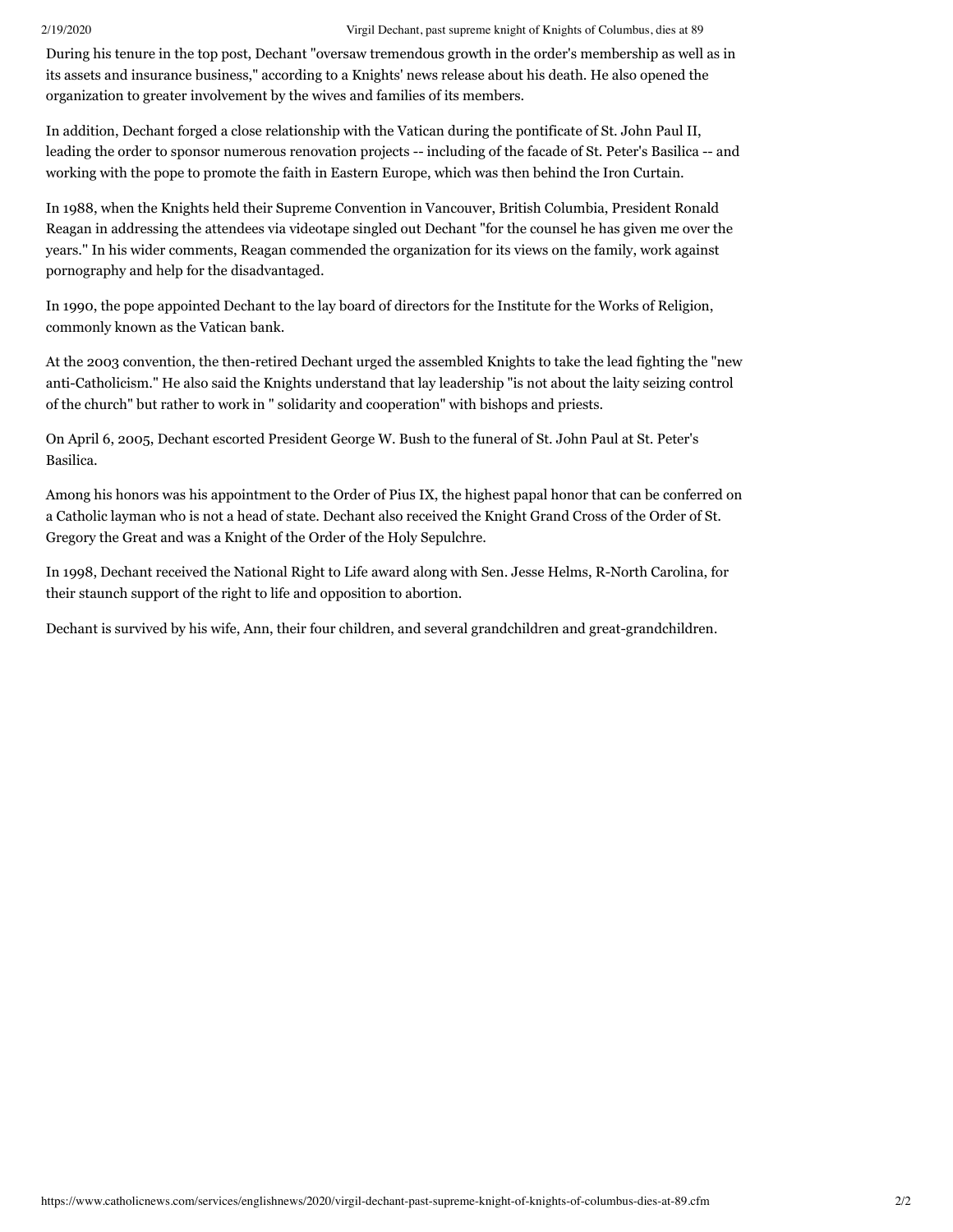During his tenure in the top post, Dechant "oversaw tremendous growth in the order's membership as well as in its assets and insurance business," according to a Knights' news release about his death. He also opened the organization to greater involvement by the wives and families of its members.

In addition, Dechant forged a close relationship with the Vatican during the pontificate of St. John Paul II, leading the order to sponsor numerous renovation projects -- including of the facade of St. Peter's Basilica -- and working with the pope to promote the faith in Eastern Europe, which was then behind the Iron Curtain.

In 1988, when the Knights held their Supreme Convention in Vancouver, British Columbia, President Ronald Reagan in addressing the attendees via videotape singled out Dechant "for the counsel he has given me over the years." In his wider comments, Reagan commended the organization for its views on the family, work against pornography and help for the disadvantaged.

In 1990, the pope appointed Dechant to the lay board of directors for the Institute for the Works of Religion, commonly known as the Vatican bank.

At the 2003 convention, the then-retired Dechant urged the assembled Knights to take the lead fighting the "new anti-Catholicism." He also said the Knights understand that lay leadership "is not about the laity seizing control of the church" but rather to work in " solidarity and cooperation" with bishops and priests.

On April 6, 2005, Dechant escorted President George W. Bush to the funeral of St. John Paul at St. Peter's Basilica.

Among his honors was his appointment to the Order of Pius IX, the highest papal honor that can be conferred on a Catholic layman who is not a head of state. Dechant also received the Knight Grand Cross of the Order of St. Gregory the Great and was a Knight of the Order of the Holy Sepulchre.

In 1998, Dechant received the National Right to Life award along with Sen. Jesse Helms, R-North Carolina, for their staunch support of the right to life and opposition to abortion.

Dechant is survived by his wife, Ann, their four children, and several grandchildren and great-grandchildren.